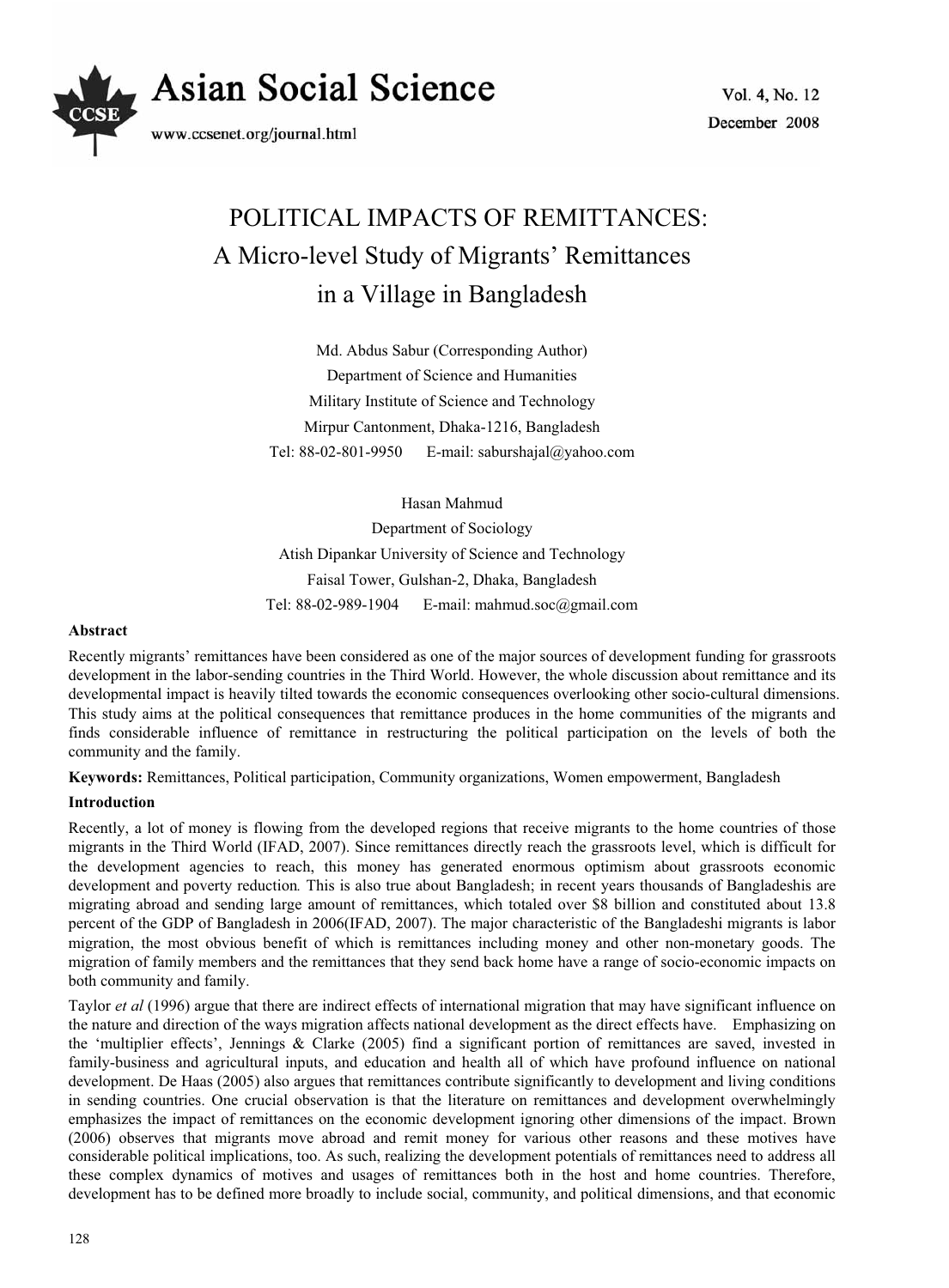# POLITICAL IMPACTS OF REMITTANCES: A Micro-level Study of Migrants' Remittances in a Village in Bangladesh

Md. Abdus Sabur (Corresponding Author)
Department of Science and Humanities
Military Institute of Science and Technology
Mirpur Cantonment, Dhaka-1216, Bangladesh
Tel: 88-02-801-9950 E-mail: sabursshajal@yahoo.com

Hasan Mahmud
Department of Sociology
Atish Dipankar University of Science and Technology
Faisal Tower, Gulshan-2, Dhaka, Bangladesh
Tel: 88-02-989-1904 E-mail: mahmud.soc@gmail.com

**Abstract**

Recently migrants' remittances have been considered as one of the major sources of development funding for grassroots development in the labor-sending countries in the Third World. However, the whole discussion about remittance and its developmental impact is heavily tilted towards the economic consequences overlooking other socio-cultural dimensions. This study aims at the political consequences that remittance produces in the home communities of the migrants and finds considerable influence of remittance in restructuring the political participation on the levels of both the community and the family.

**Keywords:** Remittances, Political participation, Community organizations, Women empowerment, Bangladesh

## Introduction

Recently, a lot of money is flowing from the developed regions that receive migrants to the home countries of those migrants in the Third World (IFAD, 2007). Since remittances directly reach the grassroots level, which is difficult for the development agencies to reach, this money has generated enormous optimism about grassroots economic development and poverty reduction. This is also true about Bangladesh; in recent years thousands of Bangladeshis are migrating abroad and sending large amount of remittances, which totaled over \$8 billion and constituted about 13.8 percent of the GDP of Bangladesh in 2006(IFAD, 2007). The major characteristic of the Bangladeshi migrants is labor migration, the most obvious benefit of which is remittances including money and other non-monetary goods. The migration of family members and the remittances that they send back home have a range of socio-economic impacts on both community and family.

Taylor *et al* (1996) argue that there are indirect effects of international migration that may have significant influence on the nature and direction of the ways migration affects national development as the direct effects have. Emphasizing on the 'multiplier effects', Jennings & Clarke (2005) find a significant portion of remittances are saved, invested in family-business and agricultural inputs, and education and health all of which have profound influence on national development. De Haas (2005) also argues that remittances contribute significantly to development and living conditions in sending countries. One crucial observation is that the literature on remittances and development overwhelmingly emphasizes the impact of remittances on the economic development ignoring other dimensions of the impact. Brown (2006) observes that migrants move abroad and remit money for various other reasons and these motives have considerable political implications, too. As such, realizing the development potentials of remittances need to address all these complex dynamics of motives and usages of remittances both in the host and home countries. Therefore, development has to be defined more broadly to include social, community, and political dimensions, and that economic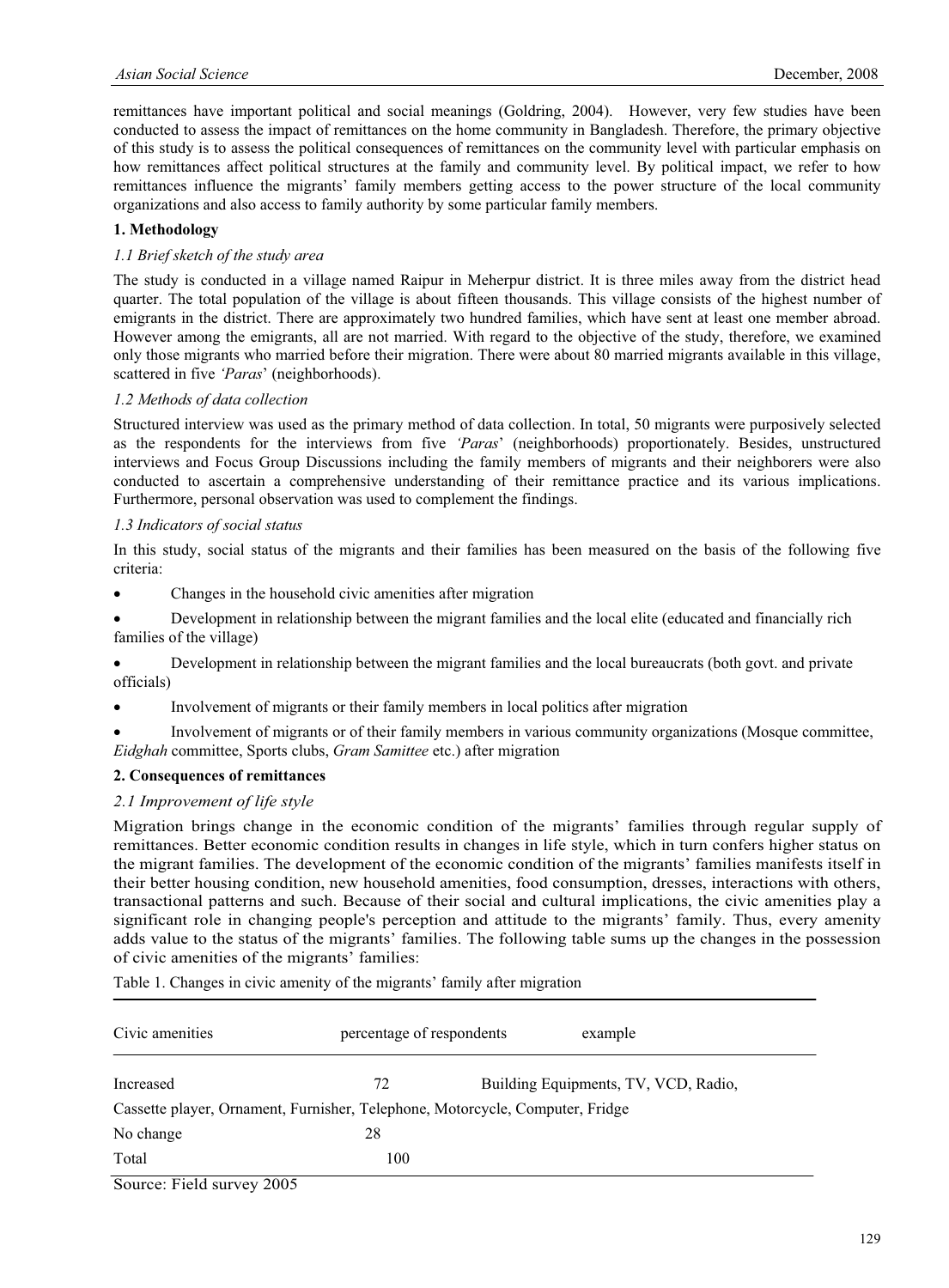remittances have important political and social meanings (Goldring, 2004). However, very few studies have been conducted to assess the impact of remittances on the home community in Bangladesh. Therefore, the primary objective of this study is to assess the political consequences of remittances on the community level with particular emphasis on how remittances affect political structures at the family and community level. By political impact, we refer to how remittances influence the migrants' family members getting access to the power structure of the local community organizations and also access to family authority by some particular family members.

## 1. Methodology

### *1.1 Brief sketch of the study area*

The study is conducted in a village named Raipur in Meherpur district. It is three miles away from the district head quarter. The total population of the village is about fifteen thousands. This village consists of the highest number of emigrants in the district. There are approximately two hundred families, which have sent at least one member abroad. However among the emigrants, all are not married. With regard to the objective of the study, therefore, we examined only those migrants who married before their migration. There were about 80 married migrants available in this village, scattered in five *'Paras'* (neighborhoods).

### *1.2 Methods of data collection*

Structured interview was used as the primary method of data collection. In total, 50 migrants were purposively selected as the respondents for the interviews from five *'Paras'* (neighborhoods) proportionately. Besides, unstructured interviews and Focus Group Discussions including the family members of migrants and their neighborers were also conducted to ascertain a comprehensive understanding of their remittance practice and its various implications. Furthermore, personal observation was used to complement the findings.

### *1.3 Indicators of social status*

In this study, social status of the migrants and their families has been measured on the basis of the following five criteria:

- Changes in the household civic amenities after migration
- Development in relationship between the migrant families and the local elite (educated and financially rich families of the village)
- Development in relationship between the migrant families and the local bureaucrats (both govt. and private officials)
- Involvement of migrants or their family members in local politics after migration
- Involvement of migrants or of their family members in various community organizations (Mosque committee, *Eidghah* committee, Sports clubs, *Gram Samittee* etc.) after migration

## 2. Consequences of remittances

### *2.1 Improvement of life style*

Migration brings change in the economic condition of the migrants' families through regular supply of remittances. Better economic condition results in changes in life style, which in turn confers higher status on the migrant families. The development of the economic condition of the migrants' families manifests itself in their better housing condition, new household amenities, food consumption, dresses, interactions with others, transactional patterns and such. Because of their social and cultural implications, the civic amenities play a significant role in changing people's perception and attitude to the migrants' family. Thus, every amenity adds value to the status of the migrants' families. The following table sums up the changes in the possession of civic amenities of the migrants' families:

Table 1. Changes in civic amenity of the migrants' family after migration

| Civic amenities | percentage of respondents | example |
|---|---|---|
| Increased | 72 | Building Equipments, TV, VCD, Radio, Cassette player, Ornament, Furnisher, Telephone, Motorcycle, Computer, Fridge |
| No change | 28 | |
| Total | 100 | |

Source: Field survey 2005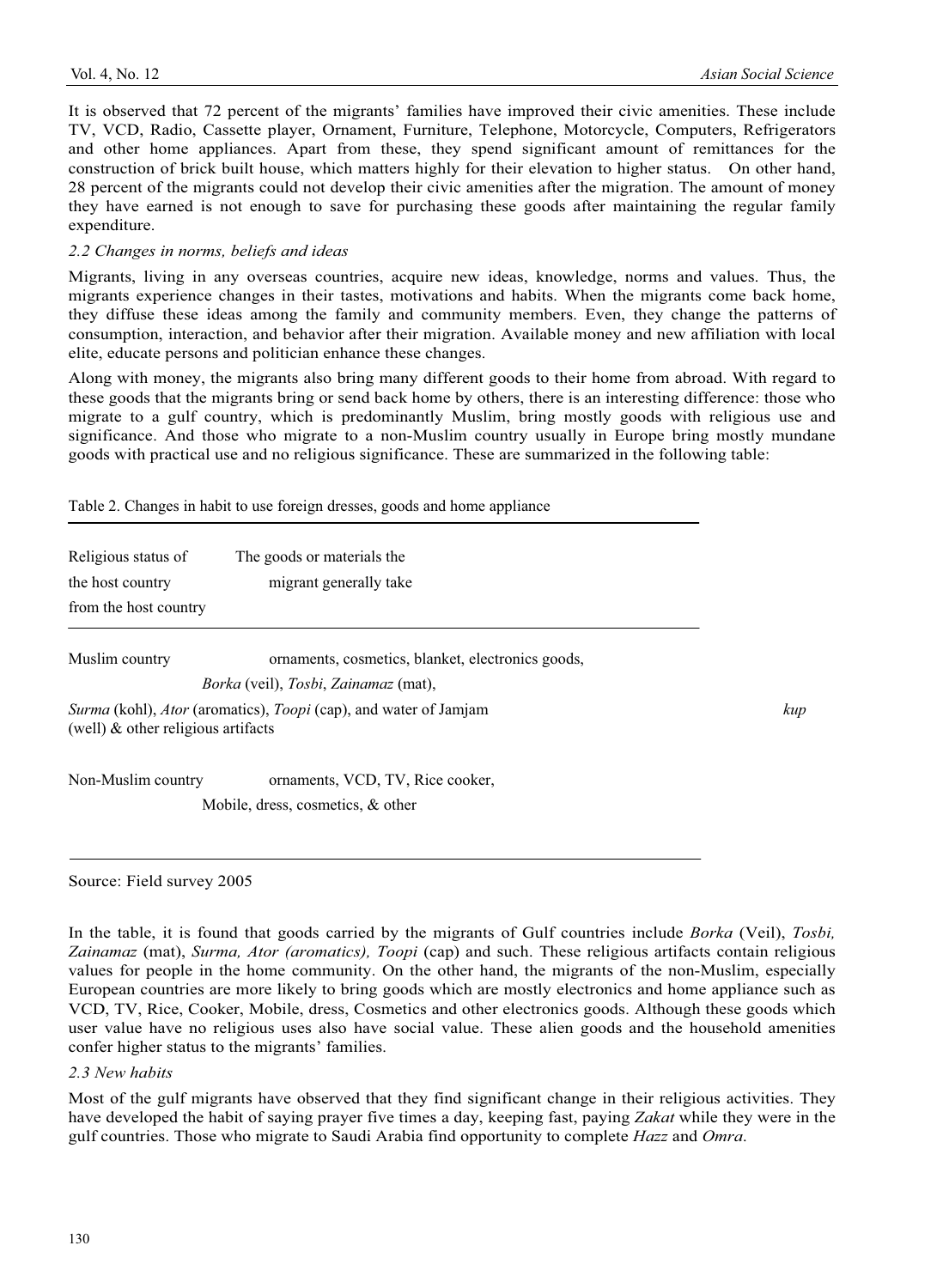It is observed that 72 percent of the migrants' families have improved their civic amenities. These include TV, VCD, Radio, Cassette player, Ornament, Furniture, Telephone, Motorcycle, Computers, Refrigerators and other home appliances. Apart from these, they spend significant amount of remittances for the construction of brick built house, which matters highly for their elevation to higher status. On other hand, 28 percent of the migrants could not develop their civic amenities after the migration. The amount of money they have earned is not enough to save for purchasing these goods after maintaining the regular family expenditure.

### *2.2 Changes in norms, beliefs and ideas*

Migrants, living in any overseas countries, acquire new ideas, knowledge, norms and values. Thus, the migrants experience changes in their tastes, motivations and habits. When the migrants come back home, they diffuse these ideas among the family and community members. Even, they change the patterns of consumption, interaction, and behavior after their migration. Available money and new affiliation with local elite, educate persons and politician enhance these changes.

Along with money, the migrants also bring many different goods to their home from abroad. With regard to these goods that the migrants bring or send back home by others, there is an interesting difference: those who migrate to a gulf country, which is predominantly Muslim, bring mostly goods with religious use and significance. And those who migrate to a non-Muslim country usually in Europe bring mostly mundane goods with practical use and no religious significance. These are summarized in the following table:

Table 2. Changes in habit to use foreign dresses, goods and home appliance

| Religious status of the host country | The goods or materials the migrant generally take from the host country |
|---|---|
| Muslim country | ornaments, cosmetics, blanket, electronics goods, *Borka* (veil), *Tosbi*, *Zainamaz* (mat), *Surma* (kohl), *Ator* (aromatics), *Toopi* (cap), and water of Jamjam *kup* (well) & other religious artifacts |
| Non-Muslim country | ornaments, VCD, TV, Rice cooker, Mobile, dress, cosmetics, & other |

Source: Field survey 2005

In the table, it is found that goods carried by the migrants of Gulf countries include *Borka* (Veil), *Tosbi, Zainamaz* (mat), *Surma, Ator (aromatics), Toopi* (cap) and such. These religious artifacts contain religious values for people in the home community. On the other hand, the migrants of the non-Muslim, especially European countries are more likely to bring goods which are mostly electronics and home appliance such as VCD, TV, Rice, Cooker, Mobile, dress, Cosmetics and other electronics goods. Although these goods which user value have no religious uses also have social value. These alien goods and the household amenities confer higher status to the migrants' families.

### *2.3 New habits*

Most of the gulf migrants have observed that they find significant change in their religious activities. They have developed the habit of saying prayer five times a day, keeping fast, paying *Zakat* while they were in the gulf countries. Those who migrate to Saudi Arabia find opportunity to complete *Hazz* and *Omra*.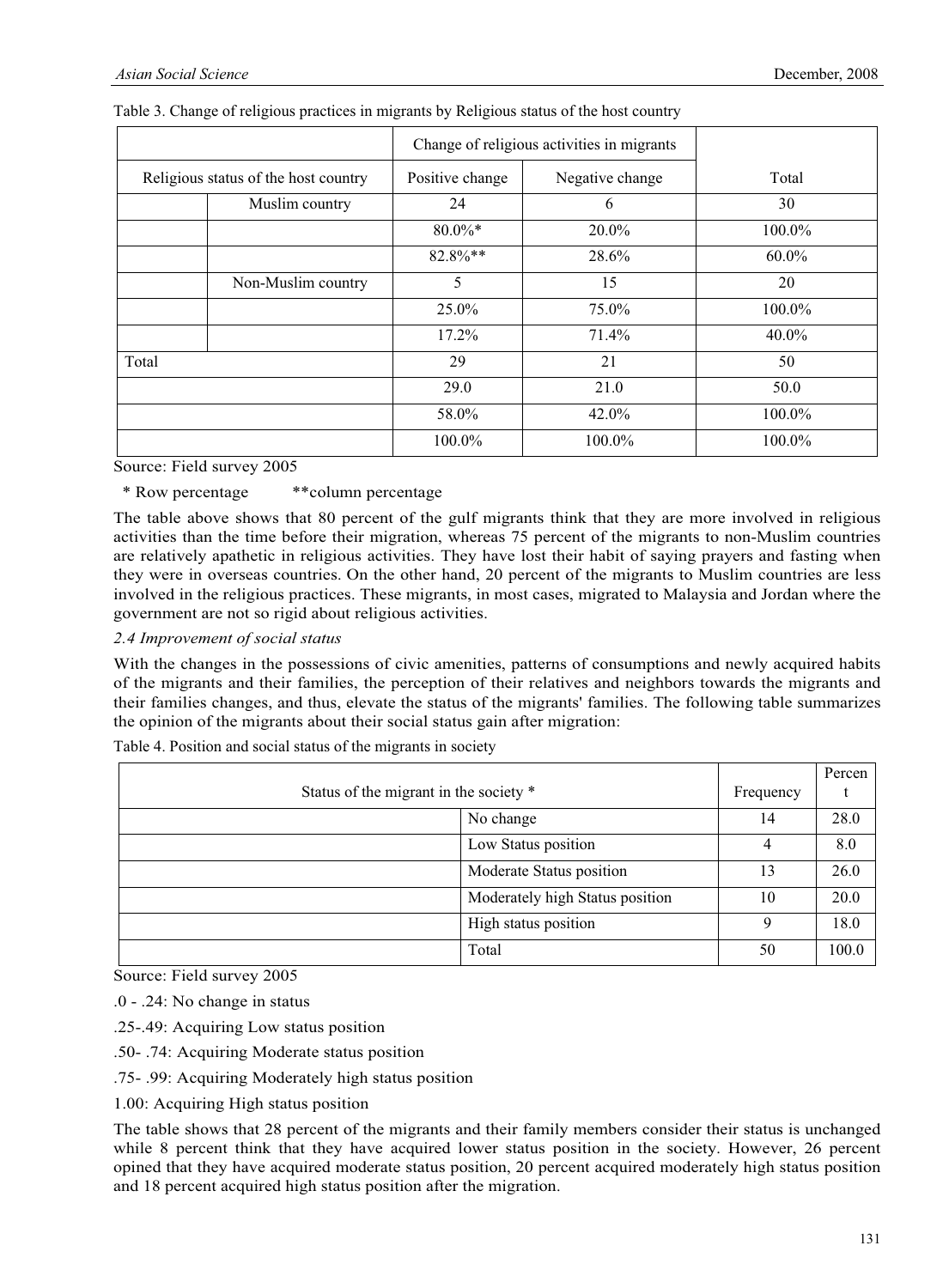Table 3. Change of religious practices in migrants by Religious status of the host country

| | | Change of religious activities in migrants | | |
|---|---|---|---|---|
| Religious status of the host country | | Positive change | Negative change | Total |
| | Muslim country | 24 | 6 | 30 |
| | | 80.0%* | 20.0% | 100.0% |
| | | 82.8%** | 28.6% | 60.0% |
| | Non-Muslim country | 5 | 15 | 20 |
| | | 25.0% | 75.0% | 100.0% |
| | | 17.2% | 71.4% | 40.0% |
| Total | | 29 | 21 | 50 |
| | | 29.0 | 21.0 | 50.0 |
| | | 58.0% | 42.0% | 100.0% |
| | | 100.0% | 100.0% | 100.0% |

Source: Field survey 2005

\* Row percentage  **column percentage

The table above shows that 80 percent of the gulf migrants think that they are more involved in religious activities than the time before their migration, whereas 75 percent of the migrants to non-Muslim countries are relatively apathetic in religious activities. They have lost their habit of saying prayers and fasting when they were in overseas countries. On the other hand, 20 percent of the migrants to Muslim countries are less involved in the religious practices. These migrants, in most cases, migrated to Malaysia and Jordan where the government are not so rigid about religious activities.

### *2.4 Improvement of social status*

With the changes in the possessions of civic amenities, patterns of consumptions and newly acquired habits of the migrants and their families, the perception of their relatives and neighbors towards the migrants and their families changes, and thus, elevate the status of the migrants' families. The following table summarizes the opinion of the migrants about their social status gain after migration:

Table 4. Position and social status of the migrants in society

| Status of the migrant in the society * | | Frequency | Percent |
|---|---|---|---|
| | No change | 14 | 28.0 |
| | Low Status position | 4 | 8.0 |
| | Moderate Status position | 13 | 26.0 |
| | Moderately high Status position | 10 | 20.0 |
| | High status position | 9 | 18.0 |
| | Total | 50 | 100.0 |

Source: Field survey 2005

.0 - .24: No change in status

.25-.49: Acquiring Low status position

.50- .74: Acquiring Moderate status position

.75- .99: Acquiring Moderately high Status position

1.00: Acquiring High status position

The table shows that 28 percent of the migrants and their family members consider their status is unchanged while 8 percent think that they have acquired lower status position in the society. However, 26 percent opined that they have acquired moderate status position, 20 percent acquired moderately high status position and 18 percent acquired high status position after the migration.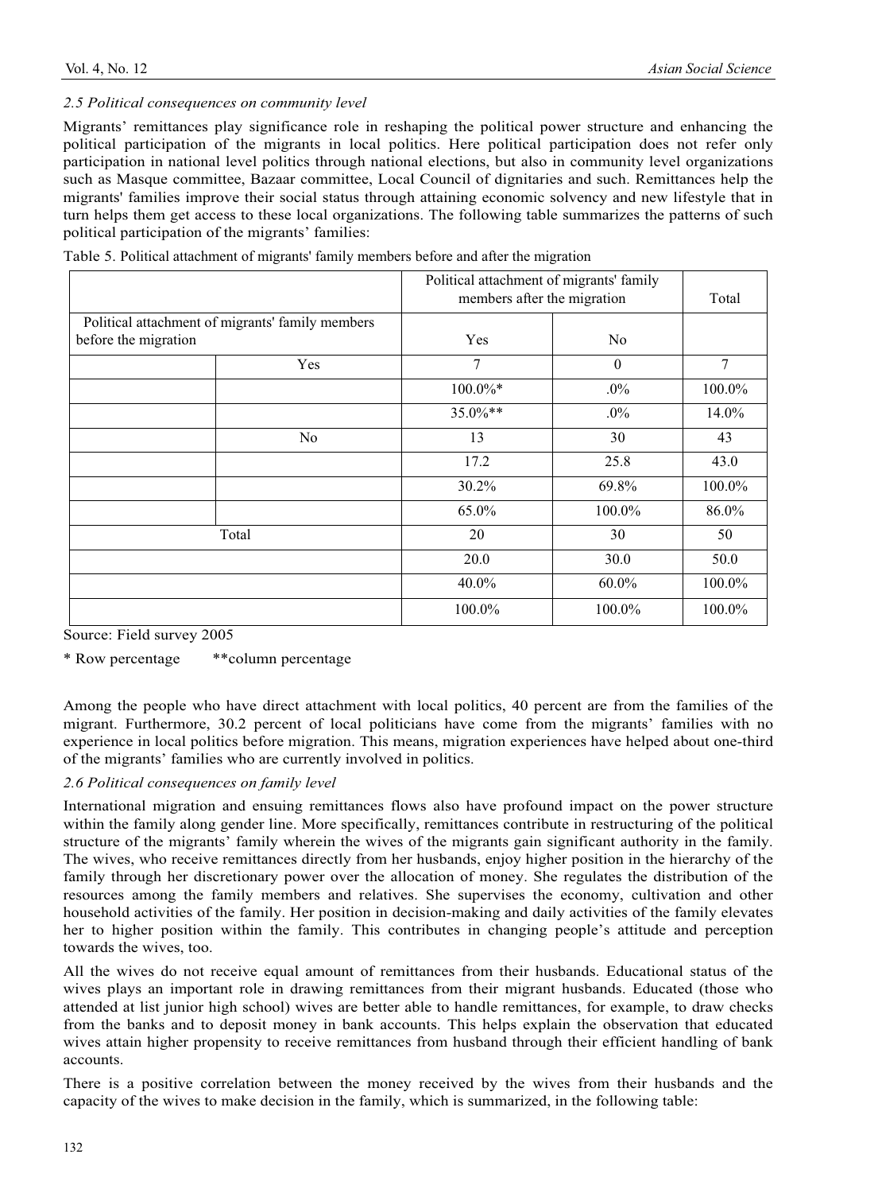*2.5 Political consequences on community level*

Migrants' remittances play significance role in reshaping the political power structure and enhancing the political participation of the migrants in local politics. Here political participation does not refer only participation in national level politics through national elections, but also in community level organizations such as Masque committee, Bazaar committee, Local Council of dignitaries and such. Remittances help the migrants' families improve their social status through attaining economic solvency and new lifestyle that in turn helps them get access to these local organizations. The following table summarizes the patterns of such political participation of the migrants' families:

Table 5. Political attachment of migrants' family members before and after the migration

| | | Political attachment of migrants' family members after the migration | | Total |
|---|---|---|---|---|
| Political attachment of migrants' family members before the migration | | Yes | No | |
| | Yes | 7 | 0 | 7 |
| | | 100.0%* | .0% | 100.0% |
| | | 35.0%** | .0% | 14.0% |
| | No | 13 | 30 | 43 |
| | | 17.2 | 25.8 | 43.0 |
| | | 30.2% | 69.8% | 100.0% |
| | | 65.0% | 100.0% | 86.0% |
| Total | | 20 | 30 | 50 |
| | | 20.0 | 30.0 | 50.0 |
| | | 40.0% | 60.0% | 100.0% |
| | | 100.0% | 100.0% | 100.0% |

Source: Field survey 2005

\* Row percentage **column percentage

Among the people who have direct attachment with local politics, 40 percent are from the families of the migrant. Furthermore, 30.2 percent of local politicians have come from the migrants' families with no experience in local politics before migration. This means, migration experiences have helped about one-third of the migrants' families who are currently involved in politics.

*2.6 Political consequences on family level*

International migration and ensuing remittances flows also have profound impact on the power structure within the family along gender line. More specifically, remittances contribute in restructuring of the political structure of the migrants' family wherein the wives of the migrants gain significant authority in the family. The wives, who receive remittances directly from her husbands, enjoy higher position in the hierarchy of the family through her discretionary power over the allocation of money. She regulates the distribution of the resources among the family members and relatives. She supervises the economy, cultivation and other household activities of the family. Her position in decision-making and daily activities of the family elevates her to higher position within the family. This contributes in changing people's attitude and perception towards the wives, too.

All the wives do not receive equal amount of remittances from their husbands. Educational status of the wives plays an important role in drawing remittances from their migrant husbands. Educated (those who attended at list junior high school) wives are better able to handle remittances, for example, to draw checks from the banks and to deposit money in bank accounts. This helps explain the observation that educated wives attain higher propensity to receive remittances from husband through their efficient handling of bank accounts.

There is a positive correlation between the money received by the wives from their husbands and the capacity of the wives to make decision in the family, which is summarized, in the following table: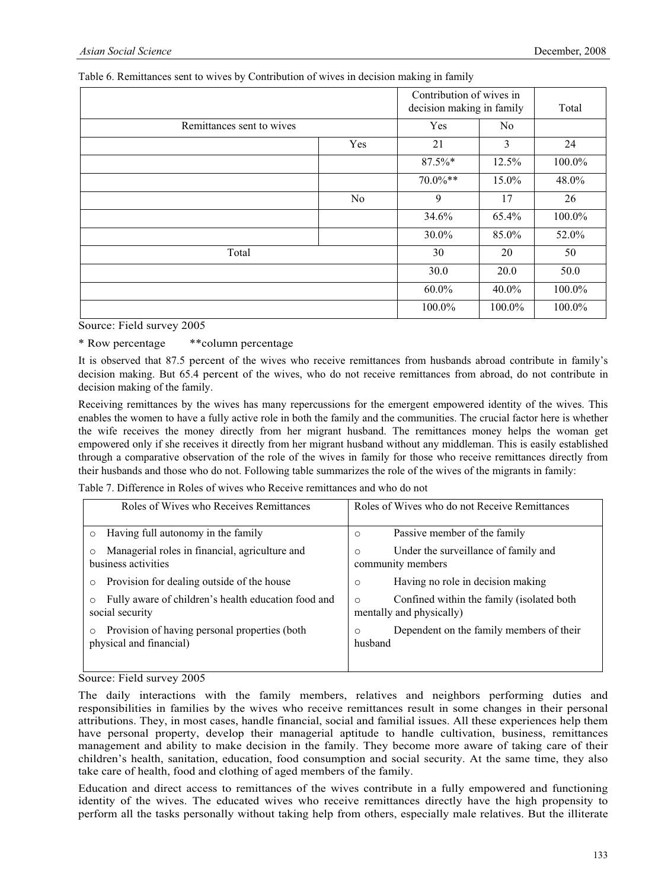Table 6. Remittances sent to wives by Contribution of wives in decision making in family

| | | Contribution of wives in decision making in family | | Total |
|---|---|---|---|---|
| Remittances sent to wives | | Yes | No | |
| | Yes | 21 | 3 | 24 |
| | | 87.5%* | 12.5% | 100.0% |
| | | 70.0%** | 15.0% | 48.0% |
| | No | 9 | 17 | 26 |
| | | 34.6% | 65.4% | 100.0% |
| | | 30.0% | 85.0% | 52.0% |
| Total | | 30 | 20 | 50 |
| | | 30.0 | 20.0 | 50.0 |
| | | 60.0% | 40.0% | 100.0% |
| | | 100.0% | 100.0% | 100.0% |

Source: Field survey 2005

* Row percentage  **column percentage

It is observed that 87.5 percent of the wives who receive remittances from husbands abroad contribute in family's decision making. But 65.4 percent of the wives, who do not receive remittances from abroad, do not contribute in decision making of the family.

Receiving remittances by the wives has many repercussions for the emergent empowered identity of the wives. This enables the women to have a fully active role in both the family and the communities. The crucial factor here is whether the wife receives the money directly from her migrant husband. The remittances money helps the woman get empowered only if she receives it directly from her migrant husband without any middleman. This is easily established through a comparative observation of the role of the wives in family for those who receive remittances directly from their husbands and those who do not. Following table summarizes the role of the wives of the migrants in family:

Table 7. Difference in Roles of wives who Receive remittances and who do not

| Roles of Wives who Receives Remittances | Roles of Wives who do not Receive Remittances |
|---|---|
| ○ Having full autonomy in the family | ○ Passive member of the family |
| ○ Managerial roles in financial, agriculture and business activities | ○ Under the surveillance of family and community members |
| ○ Provision for dealing outside of the house | ○ Having no role in decision making |
| ○ Fully aware of children's health education food and social security | ○ Confined within the family (isolated both mentally and physically) |
| ○ Provision of having personal properties (both physical and financial) | ○ Dependent on the family members of their husband |

Source: Field survey 2005

The daily interactions with the family members, relatives and neighbors performing duties and responsibilities in families by the wives who receive remittances result in some changes in their personal attributions. They, in most cases, handle financial, social and familial issues. All these experiences help them have personal property, develop their managerial aptitude to handle cultivation, business, remittances management and ability to make decision in the family. They become more aware of taking care of their children's health, sanitation, education, food consumption and social security. At the same time, they also take care of health, food and clothing of aged members of the family.

Education and direct access to remittances of the wives contribute in a fully empowered and functioning identity of the wives. The educated wives who receive remittances directly have the high propensity to perform all the tasks personally without taking help from others, especially male relatives. But the illiterate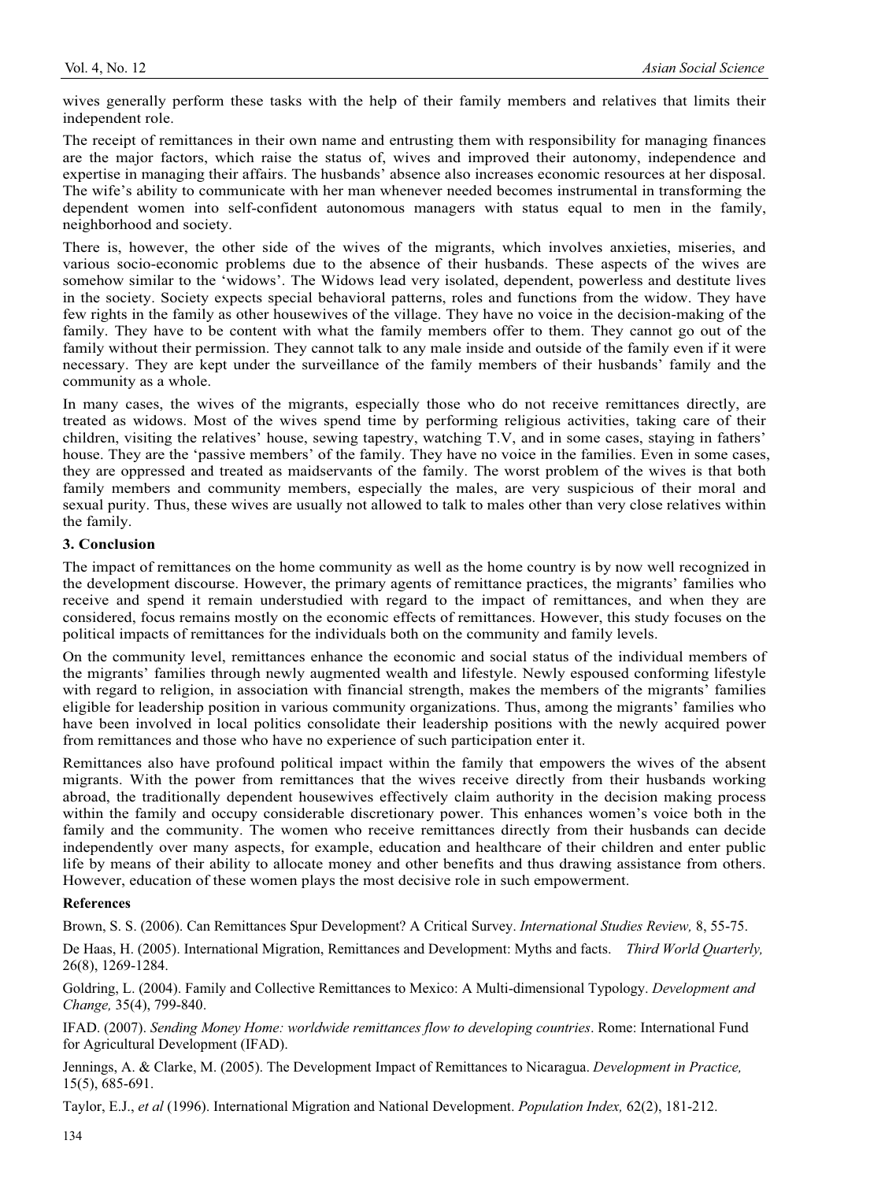wives generally perform these tasks with the help of their family members and relatives that limits their independent role.

The receipt of remittances in their own name and entrusting them with responsibility for managing finances are the major factors, which raise the status of, wives and improved their autonomy, independence and expertise in managing their affairs. The husbands' absence also increases economic resources at her disposal. The wife's ability to communicate with her man whenever needed becomes instrumental in transforming the dependent women into self-confident autonomous managers with status equal to men in the family, neighborhood and society.

There is, however, the other side of the wives of the migrants, which involves anxieties, miseries, and various socio-economic problems due to the absence of their husbands. These aspects of the wives are somehow similar to the 'widows'. The Widows lead very isolated, dependent, powerless and destitute lives in the society. Society expects special behavioral patterns, roles and functions from the widow. They have few rights in the family as other housewives of the village. They have no voice in the decision-making of the family. They have to be content with what the family members offer to them. They cannot go out of the family without their permission. They cannot talk to any male inside and outside of the family even if it were necessary. They are kept under the surveillance of the family members of their husbands' family and the community as a whole.

In many cases, the wives of the migrants, especially those who do not receive remittances directly, are treated as widows. Most of the wives spend time by performing religious activities, taking care of their children, visiting the relatives' house, sewing tapestry, watching T.V, and in some cases, staying in fathers' house. They are the 'passive members' of the family. They have no voice in the families. Even in some cases, they are oppressed and treated as maidservants of the family. The worst problem of the wives is that both family members and community members, especially the males, are very suspicious of their moral and sexual purity. Thus, these wives are usually not allowed to talk to males other than very close relatives within the family.

## 3. Conclusion

The impact of remittances on the home community as well as the home country is by now well recognized in the development discourse. However, the primary agents of remittance practices, the migrants' families who receive and spend it remain understudied with regard to the impact of remittances, and when they are considered, focus remains mostly on the economic effects of remittances. However, this study focuses on the political impacts of remittances for the individuals both on the community and family levels.

On the community level, remittances enhance the economic and social status of the individual members of the migrants' families through newly augmented wealth and lifestyle. Newly espoused conforming lifestyle with regard to religion, in association with financial strength, makes the members of the migrants' families eligible for leadership position in various community organizations. Thus, among the migrants' families who have been involved in local politics consolidate their leadership positions with the newly acquired power from remittances and those who have no experience of such participation enter it.

Remittances also have profound political impact within the family that empowers the wives of the absent migrants. With the power from remittances that the wives receive directly from their husbands working abroad, the traditionally dependent housewives effectively claim authority in the decision making process within the family and occupy considerable discretionary power. This enhances women's voice both in the family and the community. The women who receive remittances directly from their husbands can decide independently over many aspects, for example, education and healthcare of their children and enter public life by means of their ability to allocate money and other benefits and thus drawing assistance from others. However, education of these women plays the most decisive role in such empowerment.

## References

Brown, S. S. (2006). Can Remittances Spur Development? A Critical Survey. *International Studies Review,* 8, 55-75.

De Haas, H. (2005). International Migration, Remittances and Development: Myths and facts. *Third World Quarterly,* 26(8), 1269-1284.

Goldring, L. (2004). Family and Collective Remittances to Mexico: A Multi-dimensional Typology. *Development and Change,* 35(4), 799-840.

IFAD. (2007). *Sending Money Home: worldwide remittances flow to developing countries*. Rome: International Fund for Agricultural Development (IFAD).

Jennings, A. & Clarke, M. (2005). The Development Impact of Remittances to Nicaragua. *Development in Practice,* 15(5), 685-691.

Taylor, E.J., *et al* (1996). International Migration and National Development. *Population Index,* 62(2), 181-212.